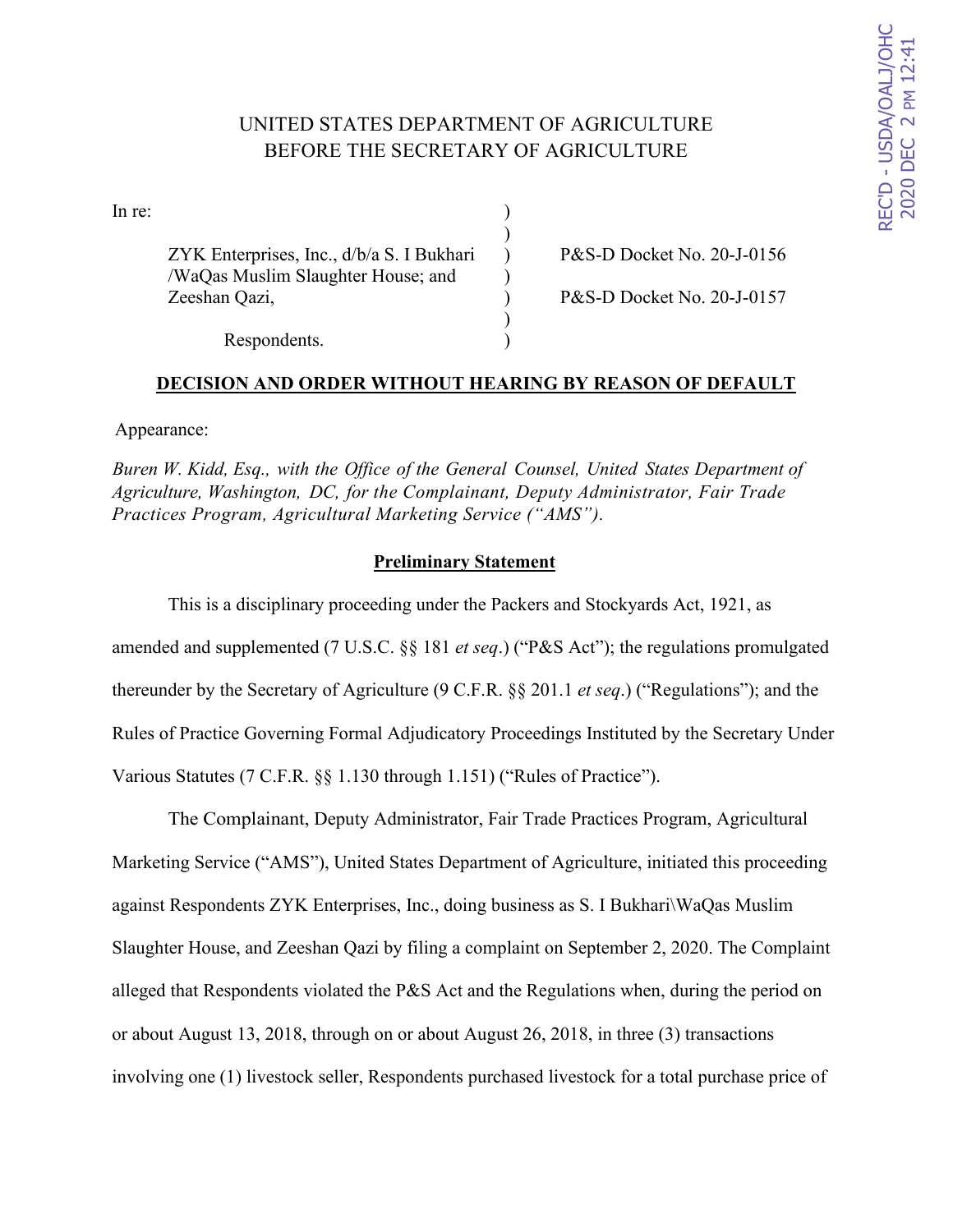REC'D - USDA/OALJ/OHC 2020 DEC 2 PM 12:41

UNITED STATES DEPARTMENT OF AGRICULTURE
BEFORE THE SECRETARY OF AGRICULTURE

| | | |
|---|---|---|
| In re: | ) | |
| | ) | |
| ZYK Enterprises, Inc., d/b/a S. I Bukhari /WaQas Muslim Slaughter House; and | ) | P&S-D Docket No. 20-J-0156 |
| Zeeshan Qazi, | ) | P&S-D Docket No. 20-J-0157 |
| | ) | |
| Respondents. | ) | |

## DECISION AND ORDER WITHOUT HEARING BY REASON OF DEFAULT

Appearance:

*Buren W. Kidd, Esq., with the Office of the General Counsel, United States Department of Agriculture, Washington, DC, for the Complainant, Deputy Administrator, Fair Trade Practices Program, Agricultural Marketing Service ("AMS").*

### Preliminary Statement

This is a disciplinary proceeding under the Packers and Stockyards Act, 1921, as amended and supplemented (7 U.S.C. §§ 181 *et seq*.) ("P&S Act"); the regulations promulgated thereunder by the Secretary of Agriculture (9 C.F.R. §§ 201.1 *et seq*.) ("Regulations"); and the Rules of Practice Governing Formal Adjudicatory Proceedings Instituted by the Secretary Under Various Statutes (7 C.F.R. §§ 1.130 through 1.151) ("Rules of Practice").

The Complainant, Deputy Administrator, Fair Trade Practices Program, Agricultural Marketing Service ("AMS"), United States Department of Agriculture, initiated this proceeding against Respondents ZYK Enterprises, Inc., doing business as S. I Bukhari\WaQas Muslim Slaughter House, and Zeeshan Qazi by filing a complaint on September 2, 2020. The Complaint alleged that Respondents violated the P&S Act and the Regulations when, during the period on or about August 13, 2018, through on or about August 26, 2018, in three (3) transactions involving one (1) livestock seller, Respondents purchased livestock for a total purchase price of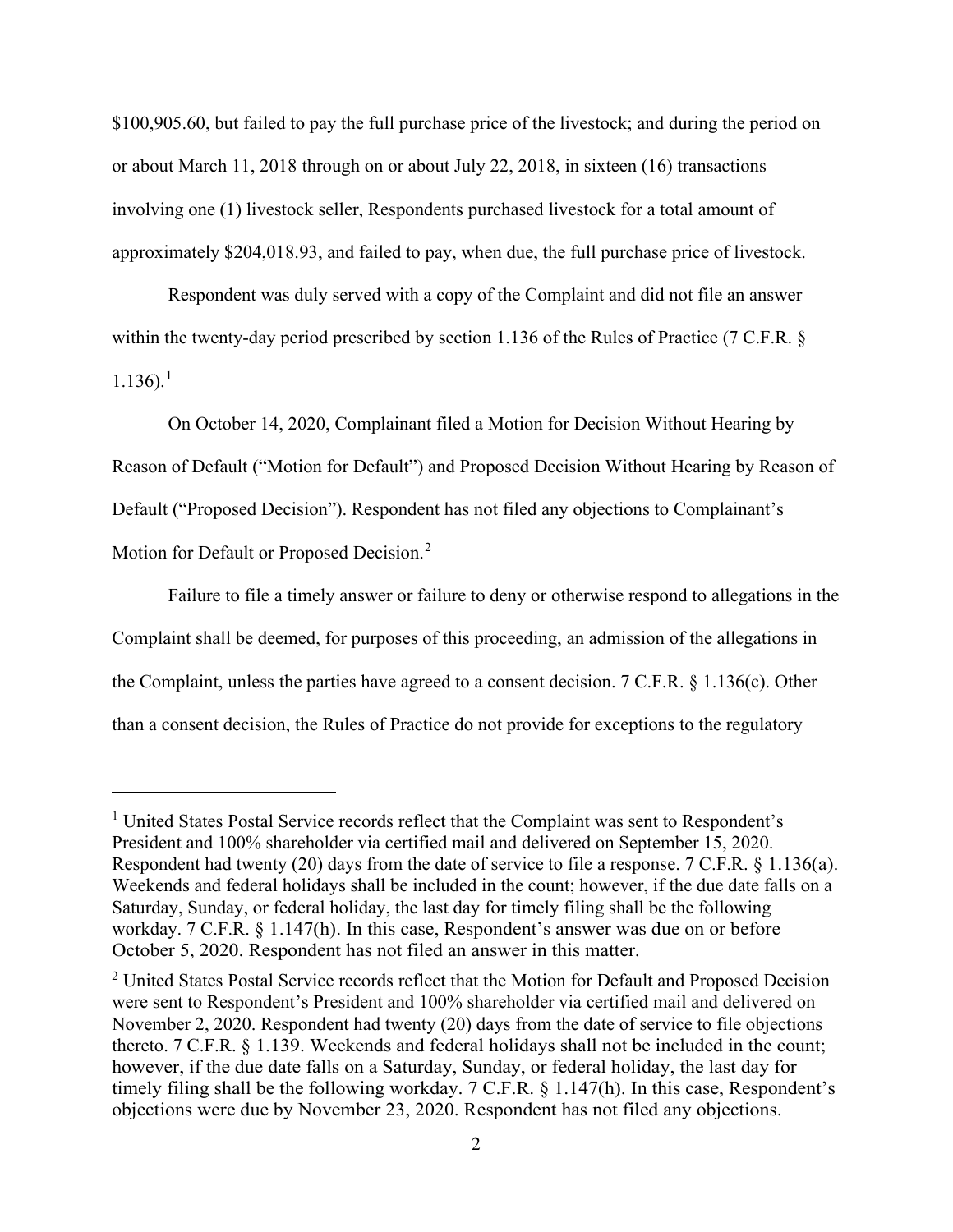$100,905.60, but failed to pay the full purchase price of the livestock; and during the period on or about March 11, 2018 through on or about July 22, 2018, in sixteen (16) transactions involving one (1) livestock seller, Respondents purchased livestock for a total amount of approximately $204,018.93, and failed to pay, when due, the full purchase price of livestock.

Respondent was duly served with a copy of the Complaint and did not file an answer within the twenty-day period prescribed by section 1.136 of the Rules of Practice (7 C.F.R. § 1.136).[1]

On October 14, 2020, Complainant filed a Motion for Decision Without Hearing by Reason of Default ("Motion for Default") and Proposed Decision Without Hearing by Reason of Default ("Proposed Decision"). Respondent has not filed any objections to Complainant's Motion for Default or Proposed Decision.[2]

Failure to file a timely answer or failure to deny or otherwise respond to allegations in the Complaint shall be deemed, for purposes of this proceeding, an admission of the allegations in the Complaint, unless the parties have agreed to a consent decision. 7 C.F.R. § 1.136(c). Other than a consent decision, the Rules of Practice do not provide for exceptions to the regulatory

---

[1] United States Postal Service records reflect that the Complaint was sent to Respondent's President and 100% shareholder via certified mail and delivered on September 15, 2020. Respondent had twenty (20) days from the date of service to file a response. 7 C.F.R. § 1.136(a). Weekends and federal holidays shall be included in the count; however, if the due date falls on a Saturday, Sunday, or federal holiday, the last day for timely filing shall be the following workday. 7 C.F.R. § 1.147(h). In this case, Respondent's answer was due on or before October 5, 2020. Respondent has not filed an answer in this matter.

[2] United States Postal Service records reflect that the Motion for Default and Proposed Decision were sent to Respondent's President and 100% shareholder via certified mail and delivered on November 2, 2020. Respondent had twenty (20) days from the date of service to file objections thereto. 7 C.F.R. § 1.139. Weekends and federal holidays shall not be included in the count; however, if the due date falls on a Saturday, Sunday, or federal holiday, the last day for timely filing shall be the following workday. 7 C.F.R. § 1.147(h). In this case, Respondent's objections were due by November 23, 2020. Respondent has not filed any objections.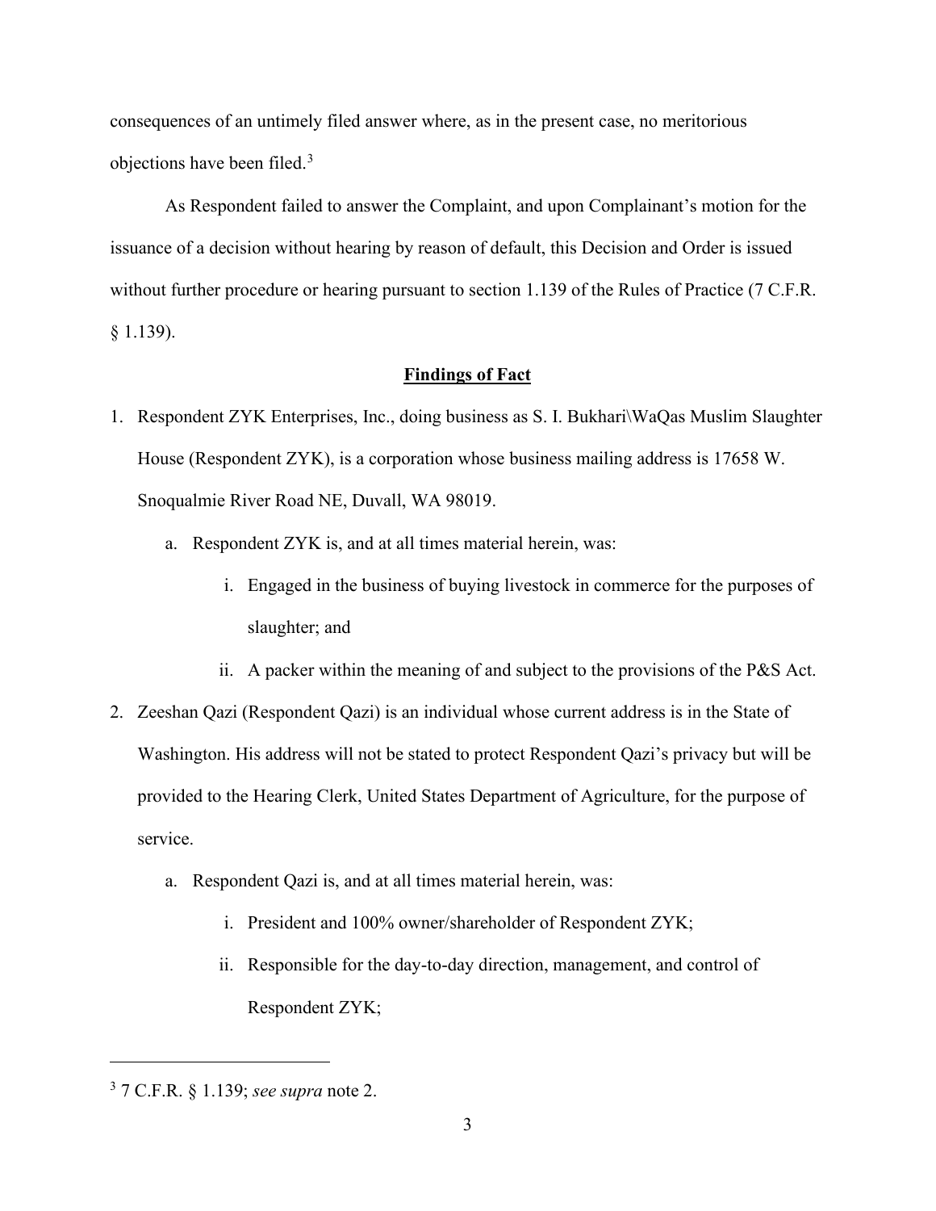consequences of an untimely filed answer where, as in the present case, no meritorious objections have been filed.[3]

As Respondent failed to answer the Complaint, and upon Complainant's motion for the issuance of a decision without hearing by reason of default, this Decision and Order is issued without further procedure or hearing pursuant to section 1.139 of the Rules of Practice (7 C.F.R. § 1.139).

## **Findings of Fact**

1. Respondent ZYK Enterprises, Inc., doing business as S. I. Bukhari\WaQas Muslim Slaughter House (Respondent ZYK), is a corporation whose business mailing address is 17658 W. Snoqualmie River Road NE, Duvall, WA 98019.
   a. Respondent ZYK is, and at all times material herein, was:
      i. Engaged in the business of buying livestock in commerce for the purposes of slaughter; and
      ii. A packer within the meaning of and subject to the provisions of the P&S Act.
2. Zeeshan Qazi (Respondent Qazi) is an individual whose current address is in the State of Washington. His address will not be stated to protect Respondent Qazi's privacy but will be provided to the Hearing Clerk, United States Department of Agriculture, for the purpose of service.
   a. Respondent Qazi is, and at all times material herein, was:
      i. President and 100% owner/shareholder of Respondent ZYK;
      ii. Responsible for the day-to-day direction, management, and control of Respondent ZYK;

---

[3] 7 C.F.R. § 1.139; *see supra* note 2.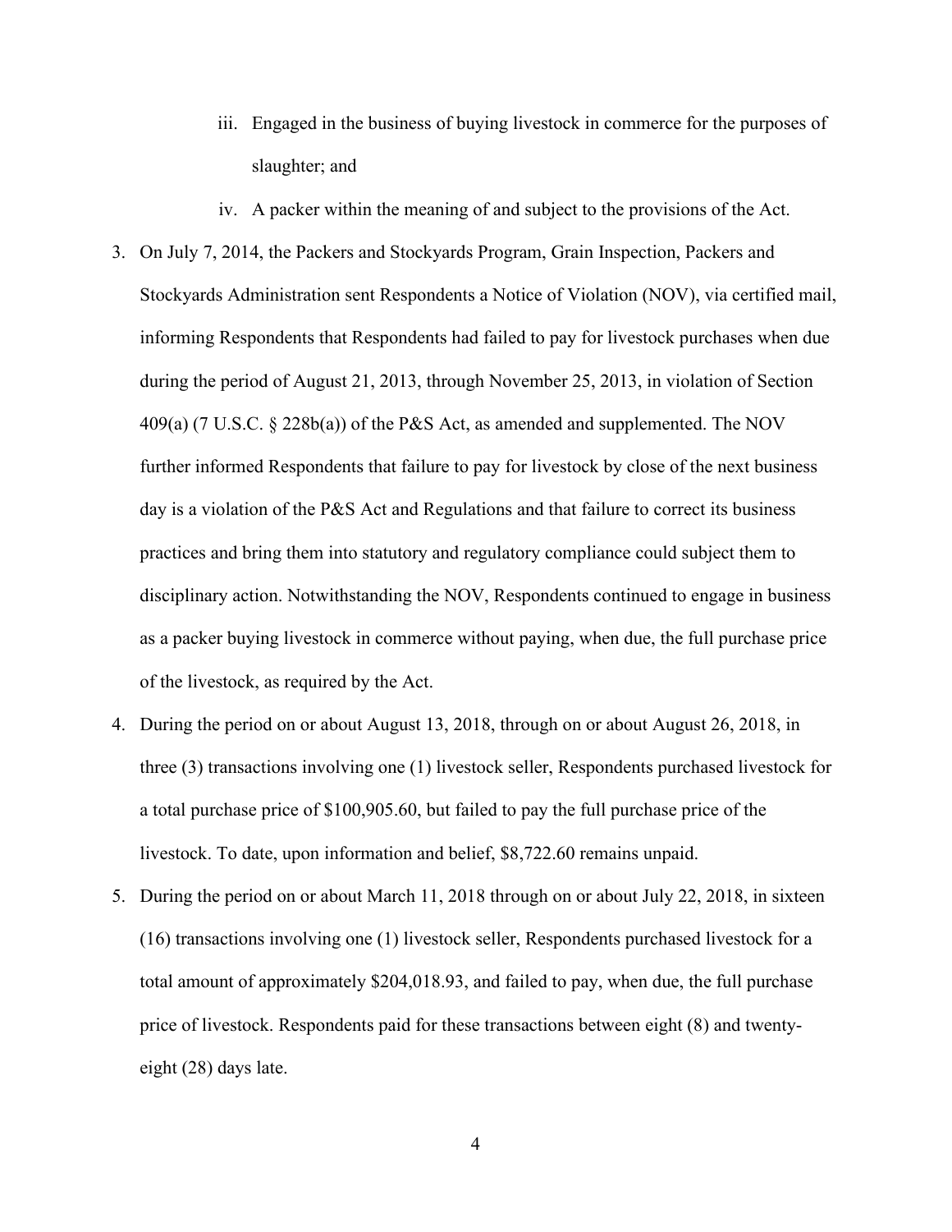iii. Engaged in the business of buying livestock in commerce for the purposes of slaughter; and

   iv. A packer within the meaning of and subject to the provisions of the Act.

3. On July 7, 2014, the Packers and Stockyards Program, Grain Inspection, Packers and Stockyards Administration sent Respondents a Notice of Violation (NOV), via certified mail, informing Respondents that Respondents had failed to pay for livestock purchases when due during the period of August 21, 2013, through November 25, 2013, in violation of Section 409(a) (7 U.S.C. § 228b(a)) of the P&S Act, as amended and supplemented. The NOV further informed Respondents that failure to pay for livestock by close of the next business day is a violation of the P&S Act and Regulations and that failure to correct its business practices and bring them into statutory and regulatory compliance could subject them to disciplinary action. Notwithstanding the NOV, Respondents continued to engage in business as a packer buying livestock in commerce without paying, when due, the full purchase price of the livestock, as required by the Act.

4. During the period on or about August 13, 2018, through on or about August 26, 2018, in three (3) transactions involving one (1) livestock seller, Respondents purchased livestock for a total purchase price of $100,905.60, but failed to pay the full purchase price of the livestock. To date, upon information and belief, $8,722.60 remains unpaid.

5. During the period on or about March 11, 2018 through on or about July 22, 2018, in sixteen (16) transactions involving one (1) livestock seller, Respondents purchased livestock for a total amount of approximately $204,018.93, and failed to pay, when due, the full purchase price of livestock. Respondents paid for these transactions between eight (8) and twenty-eight (28) days late.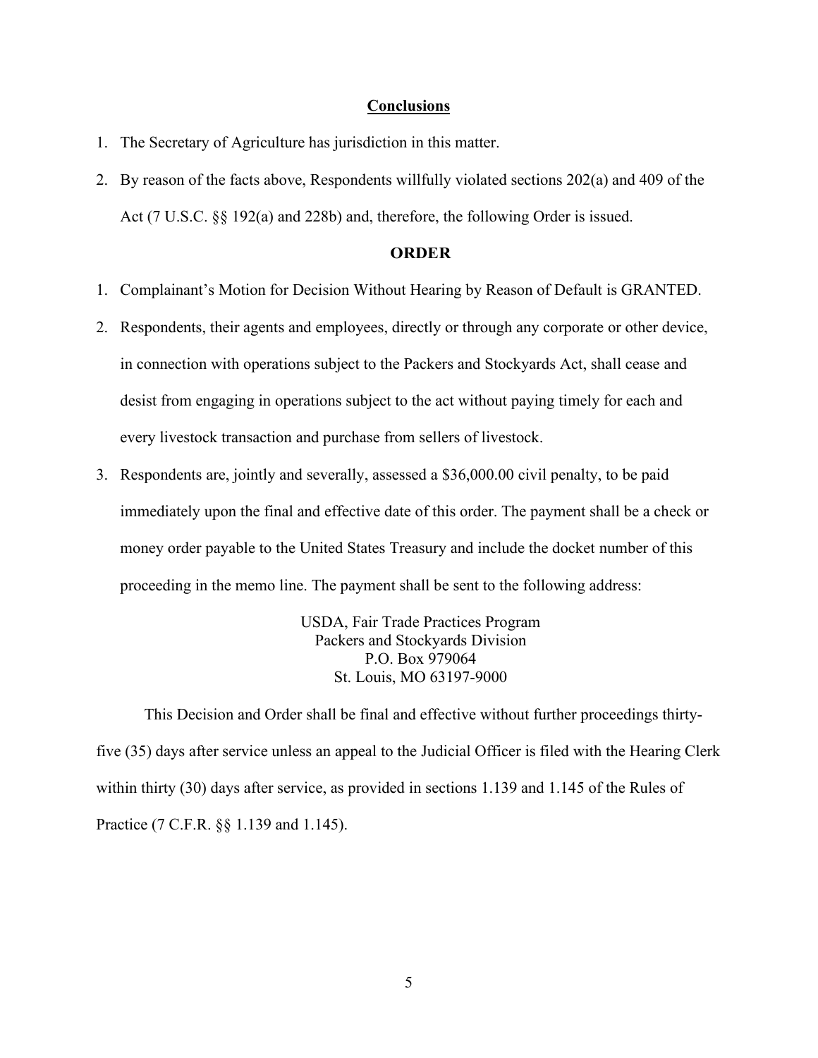## Conclusions

1. The Secretary of Agriculture has jurisdiction in this matter.
2. By reason of the facts above, Respondents willfully violated sections 202(a) and 409 of the Act (7 U.S.C. §§ 192(a) and 228b) and, therefore, the following Order is issued.

## ORDER

1. Complainant's Motion for Decision Without Hearing by Reason of Default is GRANTED.
2. Respondents, their agents and employees, directly or through any corporate or other device, in connection with operations subject to the Packers and Stockyards Act, shall cease and desist from engaging in operations subject to the act without paying timely for each and every livestock transaction and purchase from sellers of livestock.
3. Respondents are, jointly and severally, assessed a $36,000.00 civil penalty, to be paid immediately upon the final and effective date of this order. The payment shall be a check or money order payable to the United States Treasury and include the docket number of this proceeding in the memo line. The payment shall be sent to the following address:

USDA, Fair Trade Practices Program
Packers and Stockyards Division
P.O. Box 979064
St. Louis, MO 63197-9000

This Decision and Order shall be final and effective without further proceedings thirty-five (35) days after service unless an appeal to the Judicial Officer is filed with the Hearing Clerk within thirty (30) days after service, as provided in sections 1.139 and 1.145 of the Rules of Practice (7 C.F.R. §§ 1.139 and 1.145).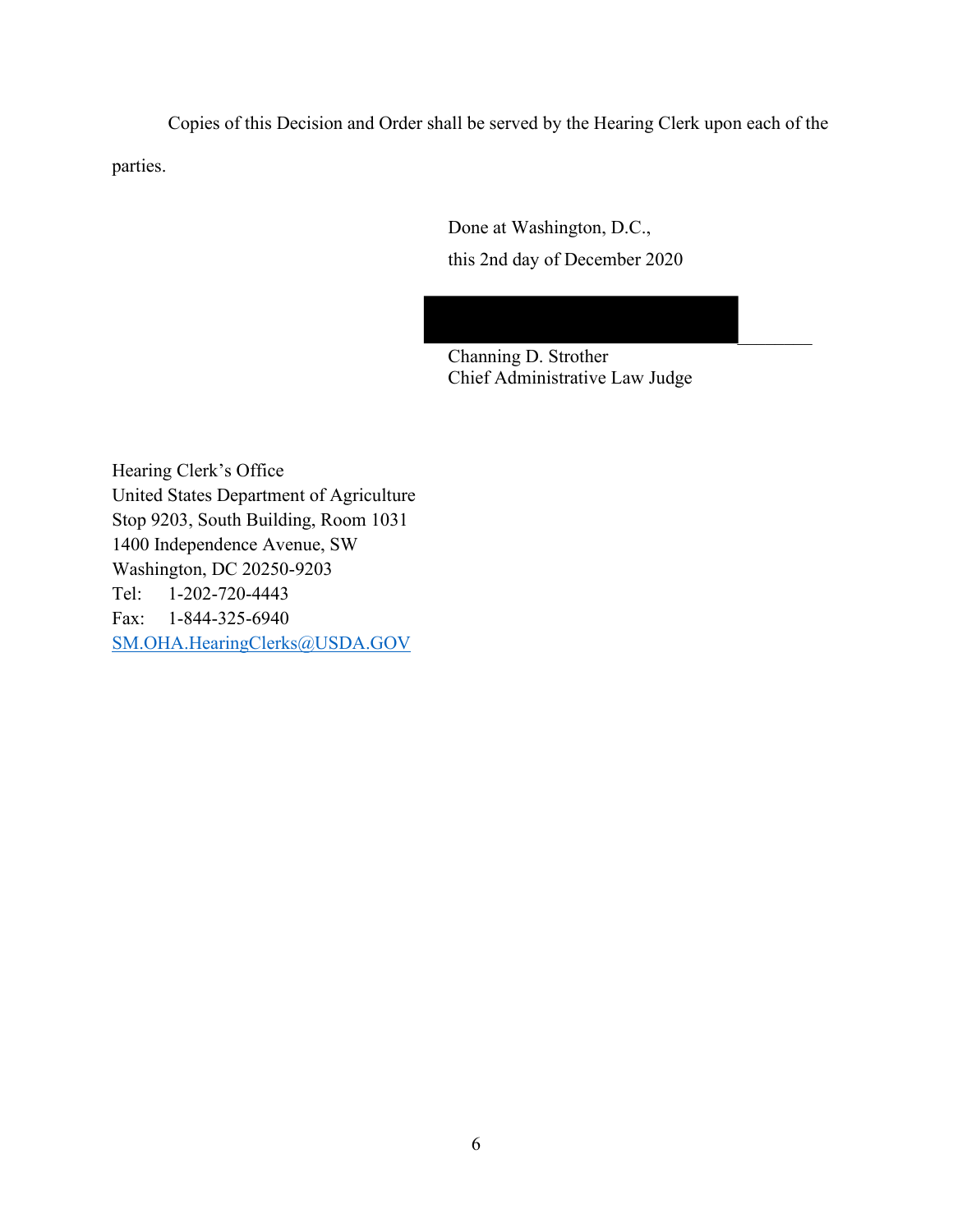Copies of this Decision and Order shall be served by the Hearing Clerk upon each of the parties.

Done at Washington, D.C.,
this 2nd day of December 2020

Channing D. Strother
Chief Administrative Law Judge

Hearing Clerk's Office
United States Department of Agriculture
Stop 9203, South Building, Room 1031
1400 Independence Avenue, SW
Washington, DC 20250-9203
Tel: 1-202-720-4443
Fax: 1-844-325-6940
SM.OHA.HearingClerks@USDA.GOV